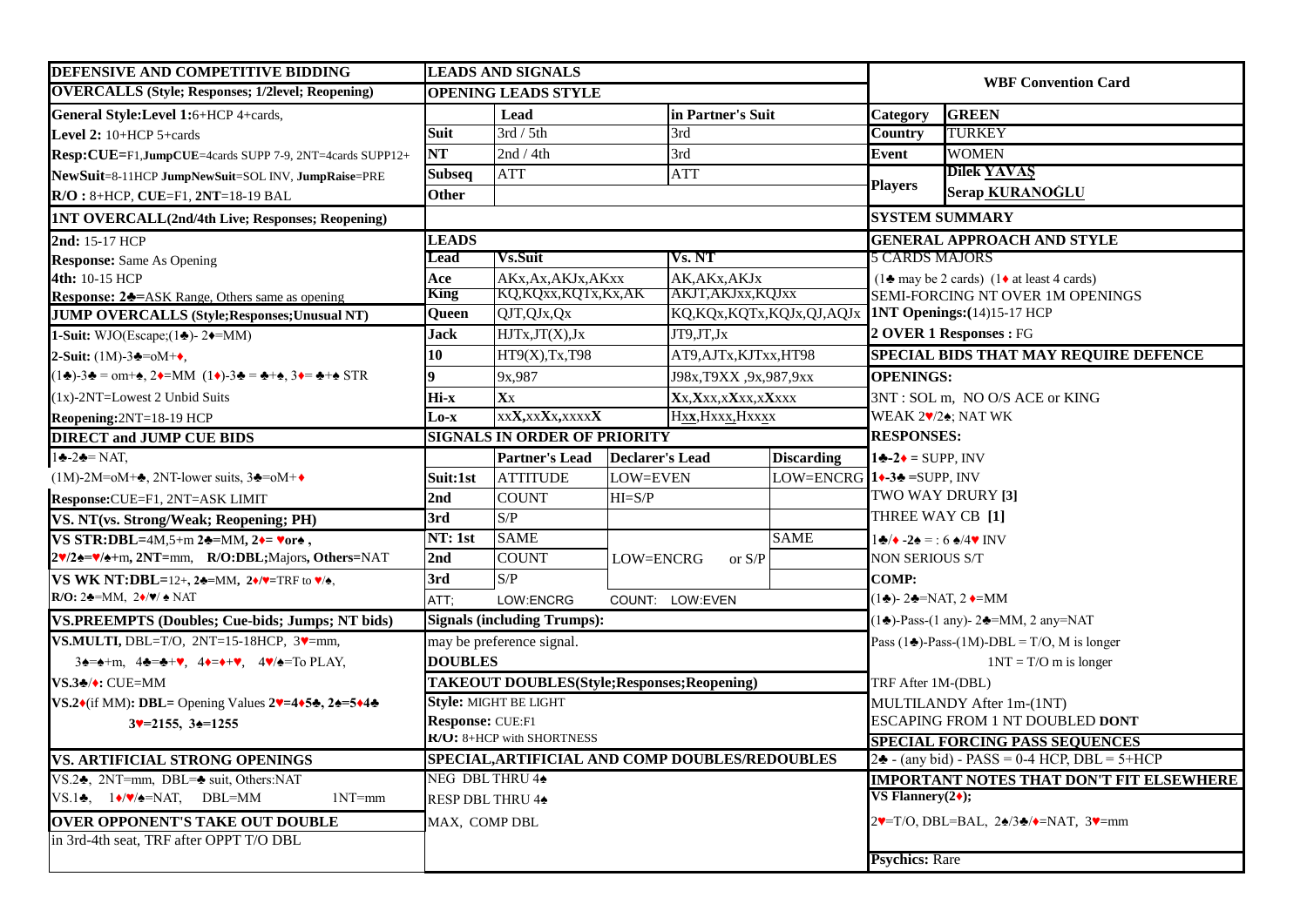## DEFENSIVE AND COMPETITIVE BIDDING

### OVERCALLS (Style; Responses; 1/2level; Reopening)

**General Style:Level 1:**6+HCP 4+cards,

**Level 2:** 10+HCP 5+cards

**Resp:CUE=**F1,**JumpCUE**=4cards SUPP 7-9, 2NT=4cards SUPP12+

**NewSuit**=8-11HCP **JumpNewSuit**=SOL INV, **JumpRaise**=PRE

**R/O :** 8+HCP, **CUE=**F1, **2NT**=18-19 BAL

### 1NT OVERCALL(2nd/4th Live; Responses; Reopening)

**2nd:** 15-17 HCP

**Response:** Same As Opening

**4th:** 10-15 HCP

**Response: 2♣=**ASK Range, Others same as opening

### JUMP OVERCALLS (Style;Responses;Unusual NT)

**1-Suit:** WJO(Escape;(1♣)- 2♦=MM)

**2-Suit:** (1M)-3♣=oM+♦,

(1♣)-3♣ = om+♠, 2♦=MM (1♦)-3♣ = ♣+♠, 3♦= ♣+♠ STR

(1x)-2NT=Lowest 2 Unbid Suits

**Reopening:**2NT=18-19 HCP

### DIRECT and JUMP CUE BIDS

1♣-2♣= NAT,

(1M)-2M=oM+♣, 2NT-lower suits, 3♣=oM+♦

**Response:**CUE=F1, 2NT=ASK LIMIT

### VS. NT(vs. Strong/Weak; Reopening; PH)

**VS STR:DBL**=4M,5+m **2♣**=MM, **2♦**= **♥or♠** ,

**2♥/2♠**=**♥**/**♠**+m, **2NT**=mm, **R/O:DBL;**Majors, **Others**=NAT

**VS WK NT:DBL**=12+, **2♣**=MM, **2♦/♥**=TRF to **♥**/**♠**,

**R/O:** 2♣=MM, 2♦/♥/♠ NAT

### VS.PREEMPTS (Doubles; Cue-bids; Jumps; NT bids)

**VS.MULTI,** DBL=T/O, 2NT=15-18HCP, 3**♥**=mm,

3♠=♠+m, 4♣=♣+♥, 4♦=♦+♥, 4♥/♠=To PLAY,

**VS.3♣/♦:** CUE=MM

**VS.2♦**(if MM)**: DBL=** Opening Values **2♥=4♦5♣, 2♠=5♦4♣**

**3♥=2155, 3♠=1255**

### VS. ARTIFICIAL STRONG OPENINGS

VS.2♣, 2NT=mm, DBL=♣ suit, Others:NAT

VS.1♣, 1♦/♥/♠=NAT, DBL=MM 1NT=mm

### OVER OPPONENT'S TAKE OUT DOUBLE

in 3rd-4th seat, TRF after OPPT T/O DBL

## LEADS AND SIGNALS

### OPENING LEADS STYLE

| | Lead | in Partner's Suit |
|---|---|---|
| **Suit** | 3rd / 5th | 3rd |
| **NT** | 2nd / 4th | 3rd |
| **Subseq** | ATT | ATT |
| **Other** | | |

### LEADS

| Lead | Vs.Suit | Vs. NT |
|---|---|---|
| **Ace** | AKx,Ax,AKJx,AKxx | AK,AKx,AKJx |
| **King** | KQ,KQxx,KQTx,Kx,AK | AKJT,AKJxx,KQJxx |
| **Queen** | QJT,QJx,Qx | KQ,KQx,KQTx,KQJx,QJ,AQJx |
| **Jack** | HJTx,JT(X),Jx | JT9,JT,Jx |
| **10** | HT9(X),Tx,T98 | AT9,AJTx,KJTxx,HT98 |
| **9** | 9x,987 | J98x,T9XX ,9x,987,9xx |
| **Hi-x** | **X**x | **X**x,**X**xx,x**X**xx,x**X**xxx |
| **Lo-x** | xx**X**,xx**X**x,xxxx**X** | Hx**x**,Hxx**x**,Hxx**x**x |

### SIGNALS IN ORDER OF PRIORITY

| | | Partner's Lead | Declarer's Lead | Discarding |
|---|---|---|---|---|
| **Suit:** | **1st** | ATTITUDE | LOW=EVEN | LOW=ENCRG |
| | **2nd** | COUNT | HI=S/P | |
| | **3rd** | S/P | | |
| **NT:** | **1st** | SAME | | SAME |
| | **2nd** | COUNT | LOW=ENCRG or S/P | |
| | **3rd** | S/P | | |

ATT; LOW:ENCRG COUNT: LOW:EVEN

**Signals (including Trumps):**

may be preference signal.

### DOUBLES

**TAKEOUT DOUBLES(Style;Responses;Reopening)**

**Style:** MIGHT BE LIGHT

**Response:** CUE:F1

**R/O:** 8+HCP with SHORTNESS

### SPECIAL,ARTIFICIAL AND COMP DOUBLES/REDOUBLES

NEG DBL THRU 4♠

RESP DBL THRU 4♠

MAX, COMP DBL

## WBF Convention Card

| | |
|---|---|
| **Category** | **GREEN** |
| **Country** | TURKEY |
| **Event** | WOMEN |
| **Players** | **Dilek YAVAŞ** |
| | **Serap KURANOĞLU** |

### SYSTEM SUMMARY

### GENERAL APPROACH AND STYLE

5 CARDS MAJORS

(1♣ may be 2 cards) (1♦ at least 4 cards)

SEMI-FORCING NT OVER 1M OPENINGS

**1NT Openings:**(14)15-17 HCP

**2 OVER 1 Responses :** FG

### SPECIAL BIDS THAT MAY REQUIRE DEFENCE

**OPENINGS:**

3NT : SOL m, NO O/S ACE or KING

WEAK 2♥/2♠; NAT WK

**RESPONSES:**

**1♣-2♦** = SUPP, INV

**1♦-3♣** =SUPP, INV

TWO WAY DRURY **[3]**

THREE WAY CB **[1]**

1♣/♦ -2♠ = : 6 ♠/4♥ INV

NON SERIOUS S/T

**COMP:**

(1♣)- 2♣=NAT, 2 ♦=MM

(1♣)-Pass-(1 any)- 2♣=MM, 2 any=NAT

Pass (1♣)-Pass-(1M)-DBL = T/O, M is longer

1NT = T/O m is longer

TRF After 1M-(DBL)

MULTILANDY After 1m-(1NT)

ESCAPING FROM 1 NT DOUBLED **DONT**

### SPECIAL FORCING PASS SEQUENCES

2♣ - (any bid) - PASS = 0-4 HCP, DBL = 5+HCP

### IMPORTANT NOTES THAT DON'T FIT ELSEWHERE

**VS Flannery(2♦);**

2♥=T/O, DBL=BAL, 2♠/3♣/♦=NAT, 3♥=mm

**Psychics:** Rare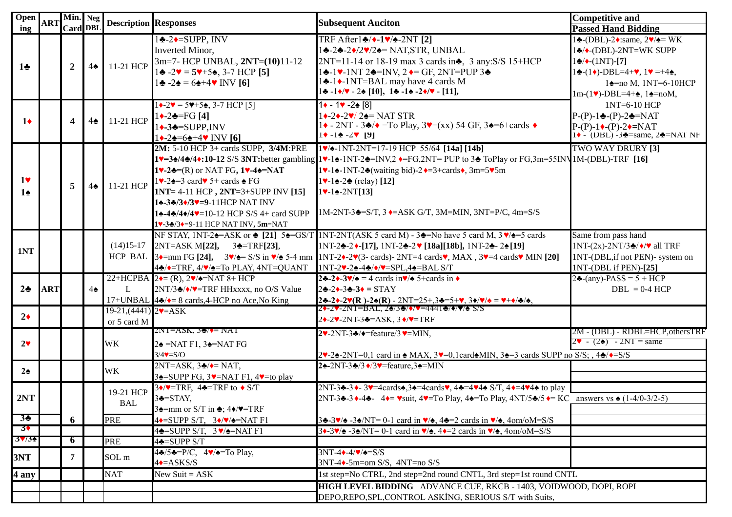| Opening | ART | Min. Card | Neg DBL | Description | Responses | Subsequent Auciton | Competitive and Passed Hand Bidding |
|---|---|---|---|---|---|---|---|
| 1♣ | | 2 | 4♠ | 11-21 HCP | 1♣-2♦=SUPP, INV<br>Inverted Minor,<br>3m=7- HCP UNBAL, **2NT=(10)**11-12<br>1♣ -2♥ = **5♥+5♠**, 3-7 HCP **[5]**<br>1♣ -2♠ = 6♠+4♥ INV **[6]** | TRF After1♣/♦-**1♥**/♠-2NT **[2]**<br>1♣-2♣-2♦/2♥/2♠= NAT,STR, UNBAL<br>2NT=11-14 or 18-19 max 3 cards in♣, 3 any:S/S 15+HCP<br>1♣-1♥-1NT 2♣=INV, 2 ♦= GF, 2NT=PUP 3♣<br>1♣-1♦-1NT=BAL may have 4 cards M<br>1♣ -1♦/♥ - 2♠ **[10]**, 1♣ -1♠ -2♦/♥ - **[11]**, | 1♣-(DBL)-2♦:same, 2♥/♠= WK<br>1♣/♦-(DBL)-2NT=WK SUPP<br>1♣/♦-(1NT)-**[7]**<br>1♣-(1♦)-DBL=4+♥, 1♥ =+4♠,<br>1♠=no M, 1NT=6-10HCP<br>1m-(1♥)-DBL=4+♠, 1♠=noM,<br>1NT=6-10 HCP<br>P-(P)-1♣-(P)-2♣=NAT<br>P-(P)-1♦-(P)-2♦=NAT<br>1♦ - (DBL) -3♣=same, 2♣=NAT NF |
| 1♦ | | 4 | 4♠ | 11-21 HCP | 1♦-2♥ = 5♥+5♠, 3-7 HCP [5]<br>1♦-2♣=FG **[4]**<br>1♦-**3♣=**SUPP,INV<br>1♦-2♠=6♠+4♥ INV **[6]** | **1♦ - 1♥ -2♠** [8]<br>1♦-2♦-2♥/ 2♠= NAT STR<br>1♦ - 2NT - 3♣/♦ =To Play, 3♥=(xx) 54 GF, 3♠=6+cards ♦<br>1♦ -1♠ -2♥ **[9]** | |
| 1♥<br>1♠ | | 5 | 4♠ | 11-21 HCP | **2M:** 5-10 HCP 3+ cards SUPP, **3/4M**:PRE<br>**1♥=3♠/4♣/4♦:10-12** S/S **3NT:**better gambling<br>**1♥-2♣=**(R) or NAT FG, **1♥-4♠=NAT**<br>1♥-2♠=3 card♥ 5+ cards ♠ FG<br>**1NT=** 4-11 HCP , **2NT=**3+SUPP INV **[15]**<br>**1♠-3♣/3♦/3♥=9-**11HCP NAT INV<br>**1♠-4♣/4♦/4♥**=10-12 HCP S/S 4+ card SUPP<br>**1♥-3♣/3♦=**9-11 HCP NAT INV, **5m**=NAT | 1♥/♠-1NT-2NT=17-19 HCP 55/64 **[14a] [14b]**<br>1♥-1♠-1NT-2♣=INV,2 ♦=FG,2NT= PUP to 3♣ ToPlay or FG,3m=55INV<br>1♥-1♠-1NT-2♣(waiting bid)-2♦=3+cards♦, 3m=5♥5m<br>1♥-1♠-2♣ (relay) **[12]**<br>1♥-1♠-2NT**[13]**<br><br>1M-2NT-3♣=S/T, 3 ♦=ASK G/T, 3M=MIN, 3NT=P/C, 4m=S/S | TWO WAY DRURY **[3]**<br>1M-(DBL)-TRF **[16]** |
| 1NT | | | | (14)15-17 HCP BAL | NF STAY, 1NT-2♠=ASK or ♣ **[21]** 5♠=GS/T<br>2NT=ASK M**[22],** 3♣=TRF**[23]**,<br>3♦=mm FG **[24]**, 3♥/♠= S/S in ♥/♠ 5-4 mm<br>4♣/♦=TRF, 4/♥/♠=To PLAY, 4NT=QUANT | 1NT-2NT(ASK 5 card M) - 3♣=No have 5 card M, 3 ♥/♠=5 cards<br>1NT-2♣-2 ♦-**[17]**, 1NT-2♣-2♥ **[18a][18b]**, 1NT-2♣- 2♠**[19]**<br>1NT-2♦-2♥(3- cards)- 2NT=4 cards♥, MAX , 3♥=4 cards♥ MIN **[20]**<br>1NT-2♥-2♠-4♣/♦/♥=SPL,4♠=BAL S/T | Same from pass hand<br>1NT-(2x)-2NT/3♣/♦/♥ all TRF<br>1NT-(DBL,if not PEN)- system on<br>1NT-(DBL if PEN)-**[25]** |
| 2♣ | ART | | 4♠ | 22+HCPBAL<br>17+UNBAL | 2♦= (R), 2♥/♠=NAT 8+ HCP<br>2NT/3♣/♦/♥=TRF HHxxxx, no O/S Value<br>4♣/♦= 8 cards,4-HCP no Ace,No King | **2♣-2♦-3♥/♠** = 4 cards in♥/♠ 5+cards in ♦<br>2♣-2♦-3♣-3♦ = STAY<br>**2♣-2♦-2♥(R )-2♠(R)** - 2NT=25+,3♣=5+♥, 3♦/♥/♠ = ♥+♦/♣/♠, | 2♣-(any)-PASS = 5 + HCP<br>DBL = 0-4 HCP |
| 2♦ | | | | 19-21,(4441) or 5 card M | 2♥=ASK | 2♦-2♥-2NT=BAL, 2♠/3♣/♦/♥=4441♣/♦/♥/♠ S/S<br>2♦-2♥-2NT-3♣=ASK, 3 ♦/♥=TRF | |
| 2♥ | | | | WK | 2NT=ASK, 3♣/♦= NAT<br>2♠ =NAT F1, 3♠=NAT FG<br>3/4♥=S/O | 2♥-2NT-3♣/♦=feature/3 ♥=MIN,<br><br>2♥-2♠-2NT=0,1 card in ♠ MAX, 3♥=0,1card♠MIN, 3♠=3 cards SUPP no S/S; , 4♣/♦=S/S | 2M - (DBL) - RDBL=HCP,othersTRF<br>2♥ - (2♠) - 2NT = same |
| 2♠ | | | | WK | 2NT=ASK, 3♣/♦= NAT,<br>3♠=SUPP FG, 3♥=NAT F1, 4♥=to play | **2♠**-2NT-3♣/3 ♦/3♥=feature,3♠=MIN | |
| 2NT | | | | 19-21 HCP BAL | 3♦/♥=TRF, 4♣=TRF to ♦ S/T<br>3♣=STAY,<br>3♠=mm or S/T in ♣; 4♦/♥=TRF | 2NT-3♣-3♦- 3♥=4cards♠,3♠=4cards♥, 4♣=4♥4♠ S/T, 4♦=4♥4♠ to play<br>2NT-3♣-3♦-4♣- 4♦= ♥suit, 4♥=To Play, 4♠=To Play, 4NT/5♣/5♦= KC answers vs ♠ (1-4/0-3/2-5) | |
| 3♣ | | 6 | | PRE | 4♣=SUPP S/T, 3♦/♥/♠=NAT F1 | 3♣-3♥/♠ -3♠/NT= 0-1 card in ♥/♠, 4♣=2 cards in ♥/♠, 4om/oM=S/S | |
| 3♦ | | | | | 4♣=SUPP S/T, 3 ♥/♠=NAT F1 | 3♦-3♥/♠ -3♠/NT= 0-1 card in ♥/♠, 4♦=2 cards in ♥/♠, 4om/oM=S/S | |
| 3♥/3♠ | | 6 | | PRE | 4♣=SUPP S/T | | |
| 3NT | | 7 | | SOL m | 4♣/5♣=P/C, 4♥/♠=To Play,<br>4♦=ASKS/S | 3NT-4♦-4/♥/♠=S/S<br>3NT-4♦-5m=om S/S, 4NT=no S/S | |
| 4 any | | | | NAT | New Suit = ASK | 1st step=No CTRL, 2nd step=2nd round CNTL, 3rd step=1st round CNTL | |
| | | | | | | **HIGH LEVEL BIDDING** ADVANCE CUE, RKCB - 1403, VOIDWOOD, DOPI, ROPI<br>DEPO,REPO,SPL,CONTROL ASKİNG, SERIOUS S/T with Suits, | |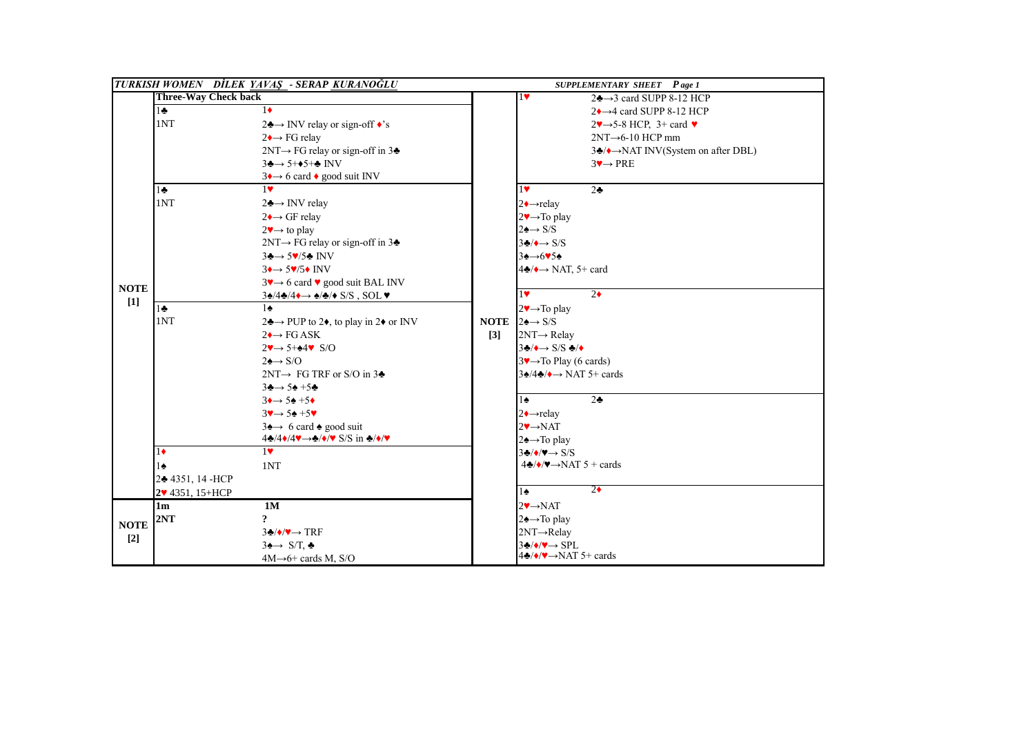*TURKISH WOMEN   DİLEK YAVAŞ - SERAP KURANOĞLU*   **SUPPLEMENTARY SHEET   Page 1**

## NOTE [1]

**Three-Way Check back**

| | |
|---|---|
| 1♣ | 1♦ |
| 1NT | 2♣→ INV relay or sign-off ♦'s |
| | 2♦→ FG relay |
| | 2NT→ FG relay or sign-off in 3♣ |
| | 3♣→ 5+♦5+♣ INV |
| | 3♦→ 6 card ♦ good suit INV |
| 1♣ | 1♥ |
| 1NT | 2♣→ INV relay |
| | 2♦→ GF relay |
| | 2♥→ to play |
| | 2NT→ FG relay or sign-off in 3♣ |
| | 3♣→ 5♥/5♣ INV |
| | 3♦→ 5♥/5♦ INV |
| | 3♥→ 6 card ♥ good suit BAL INV |
| | 3♠/4♣/4♦→ ♠/♣/♦ S/S , SOL ♥ |
| 1♣ | 1♠ |
| 1NT | 2♣→ PUP to 2♦, to play in 2♦ or INV |
| | 2♦→ FG ASK |
| | 2♥→ 5+♠4♥ S/O |
| | 2♠→ S/O |
| | 2NT→ FG TRF or S/O in 3♣ |
| | 3♣→ 5♠ +5♣ |
| | 3♦→ 5♠ +5♦ |
| | 3♥→ 5♠ +5♥ |
| | 3♠→ 6 card ♠ good suit |
| | 4♣/4♦/4♥→♣/♦/♥ S/S in ♣/♦/♥ |
| 1♦ | 1♥ |
| 1♠ | 1NT |
| 2♣ 4351, 14 -HCP | |
| 2♥ 4351, 15+HCP | |

## NOTE [2]

| | |
|---|---|
| **1m** | **1M** |
| **2NT** | **?** |
| | 3♣/♦/♥→ TRF |
| | 3♠→ S/T, ♣ |
| | 4M→6+ cards M, S/O |

## NOTE [3]

| | |
|---|---|
| 1♥ | 2♣→3 card SUPP 8-12 HCP |
| | 2♦→4 card SUPP 8-12 HCP |
| | 2♥→5-8 HCP, 3+ card ♥ |
| | 2NT→6-10 HCP mm |
| | 3♣/♦→NAT INV(System on after DBL) |
| | 3♥→ PRE |

| | |
|---|---|
| 1♥ | 2♣ |
| 2♦→relay | |
| 2♥→To play | |
| 2♠→ S/S | |
| 3♣/♦→ S/S | |
| 3♠→6♥5♠ | |
| 4♣/♦→ NAT, 5+ card | |
| 1♥ | 2♦ |
| 2♥→To play | |
| 2♠→ S/S | |
| 2NT→ Relay | |
| 3♣/♦→ S/S ♣/♦ | |
| 3♥→To Play (6 cards) | |
| 3♠/4♣/♦→ NAT 5+ cards | |
| 1♠ | 2♣ |
| 2♦→relay | |
| 2♥→NAT | |
| 2♠→To play | |
| 3♣/♦/♥→ S/S | |
| 4♣/♦/♥→NAT 5 + cards | |
| 1♠ | 2♦ |
| 2♥→NAT | |
| 2♠→To play | |
| 2NT→Relay | |
| 3♣/♦/♥→ SPL | |
| 4♣/♦/♥→NAT 5+ cards | |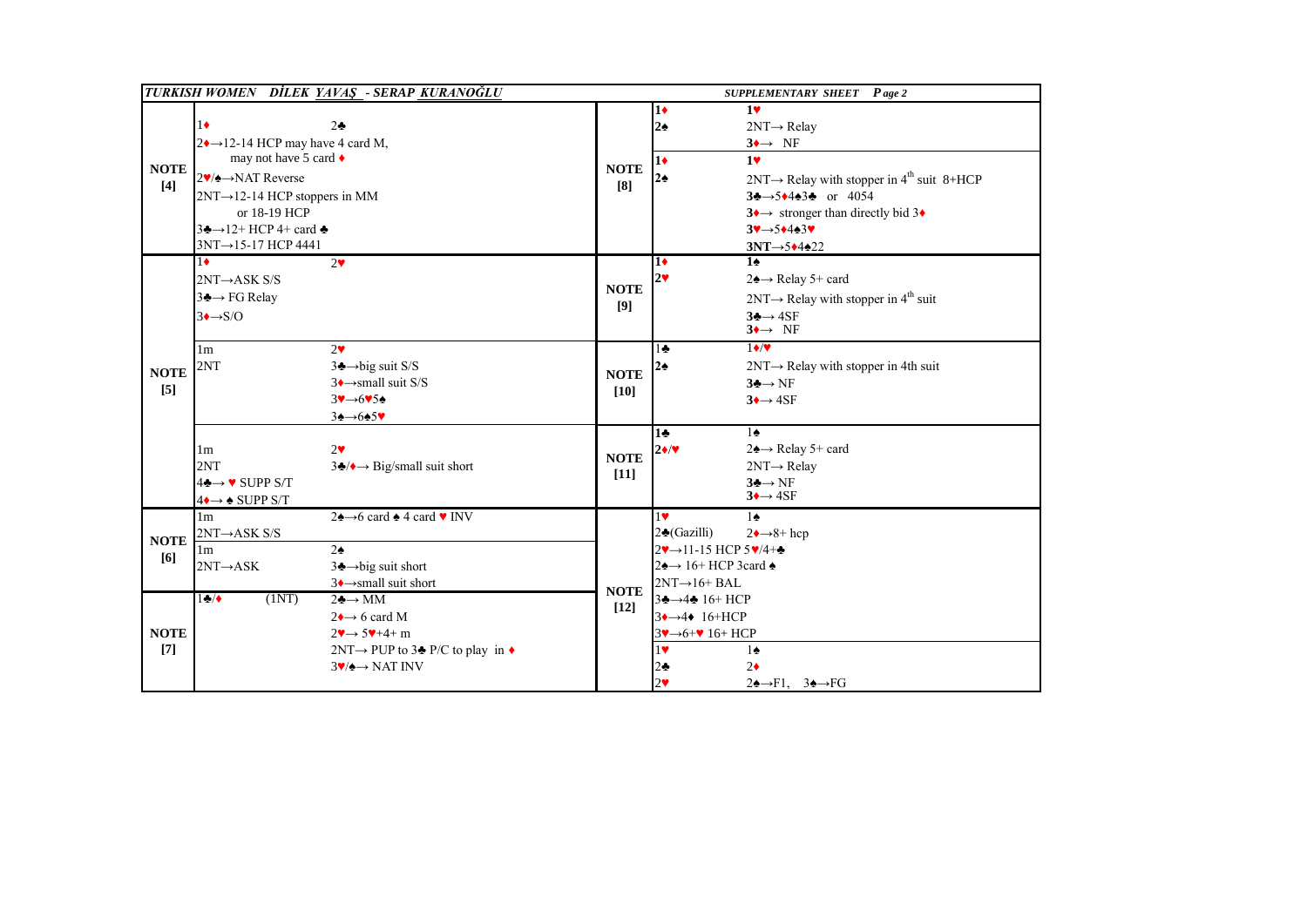**TURKISH WOMEN DİLEK YAVAŞ - SERAP KURANOĞLU** — *SUPPLEMENTARY SHEET Page 2*

| NOTE | Content | NOTE | Content |
|---|---|---|---|
| **NOTE [4]** | 1♦ 2♣<br>2♦→12-14 HCP may have 4 card M, may not have 5 card ♦<br>2♥/♠→NAT Reverse<br>2NT→12-14 HCP stoppers in MM or 18-19 HCP<br>3♣→12+ HCP 4+ card ♣<br>3NT→15-17 HCP 4441 | **NOTE [8]** | **1♦ 1♥**<br>**2♠** 2NT→ Relay<br>**3♦→ NF**<br>**1♦ 1♥**<br>**2♠** 2NT→ Relay with stopper in 4th suit 8+HCP<br>**3♣→5♦4♠3♣** or 4054<br>**3♦→** stronger than directly bid 3♦<br>**3♥→5♦4♠3♥**<br>**3NT→5♦4♠22** |
| **NOTE [5]** | 1♦ 2♥<br>2NT→ASK S/S<br>3♣→ FG Relay<br>3♦→S/O | **NOTE [9]** | **1♦ 1♠**<br>**2♥** 2♠→ Relay 5+ card<br>2NT→ Relay with stopper in 4th suit<br>**3♣→ 4SF**<br>**3♦→ NF** |
| | 1m 2♥<br>2NT 3♣→big suit S/S<br>3♦→small suit S/S<br>3♥→6♥5♠<br>3♠→6♠5♥ | **NOTE [10]** | 1♣ 1♦/♥<br>**2♠** 2NT→ Relay with stopper in 4th suit<br>**3♣→ NF**<br>**3♦→ 4SF** |
| | 1m 2♥<br>2NT 3♣/♦→ Big/small suit short<br>4♣→ ♥ SUPP S/T<br>4♦→ ♠ SUPP S/T | **NOTE [11]** | **1♣** 1♠<br>**2♦/♥** 2♠→ Relay 5+ card<br>2NT→ Relay<br>**3♣→ NF**<br>**3♦→ 4SF** |
| **NOTE [6]** | 1m 2♠→6 card ♠ 4 card ♥ INV<br>2NT→ASK S/S<br>1m 2♠<br>2NT→ASK 3♣→big suit short<br>3♦→small suit short | **NOTE [12]** | 1♥ 1♠<br>2♣(Gazilli) 2♦→8+ hcp<br>2♥→11-15 HCP 5♥/4+♣<br>2♠→ 16+ HCP 3card ♠<br>2NT→16+ BAL<br>3♣→4♣ 16+ HCP<br>3♦→4♦ 16+HCP<br>3♥→6+♥ 16+ HCP<br>1♥ 1♠<br>2♣ 2♦<br>2♥ 2♠→F1, 3♠→FG |
| **NOTE [7]** | 1♣/♦ (1NT) 2♣→ MM<br>2♦→ 6 card M<br>2♥→ 5♥+4+ m<br>2NT→ PUP to 3♣ P/C to play in ♦<br>3♥/♠→ NAT INV | | |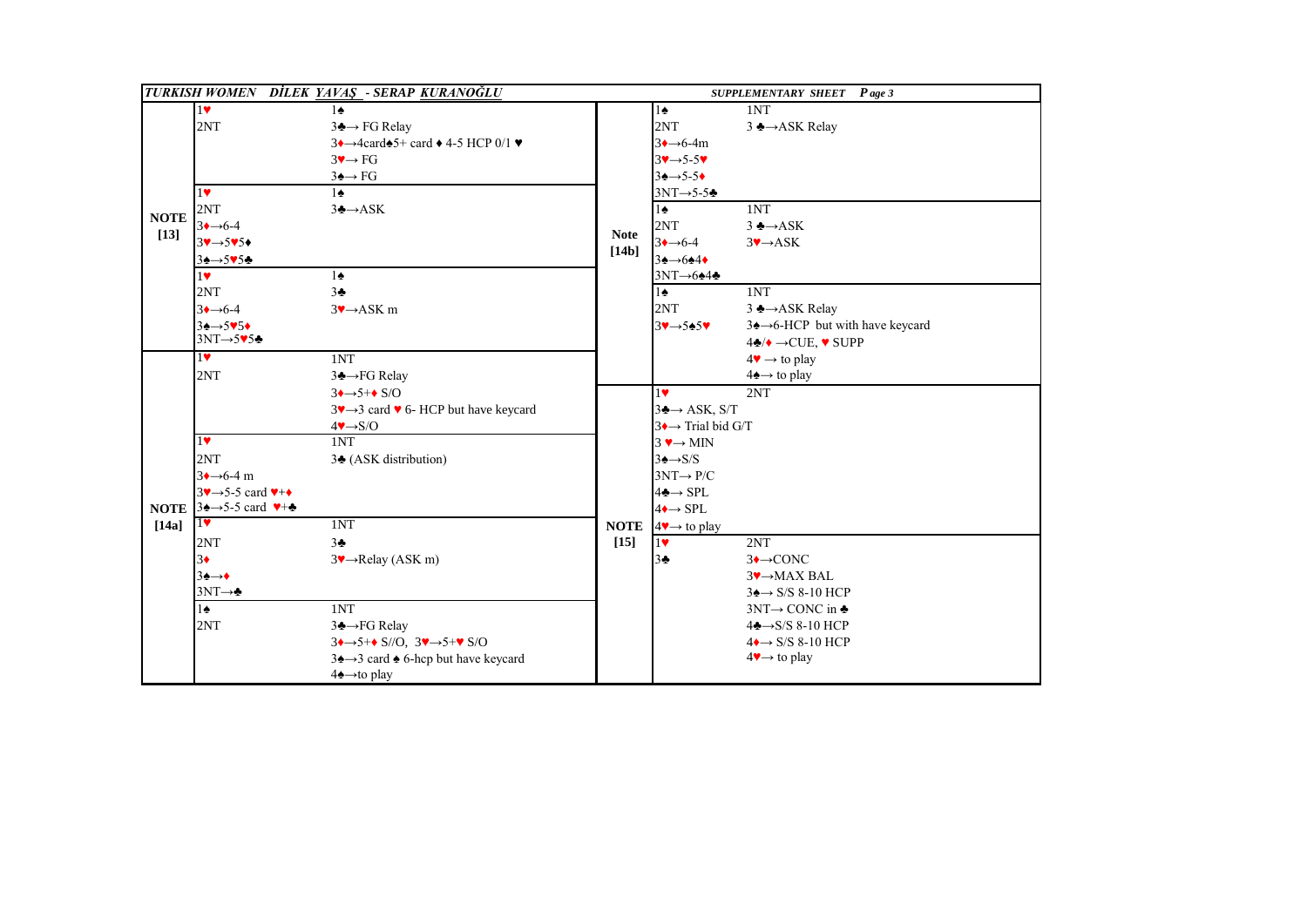**TURKISH WOMEN DİLEK YAVAŞ - SERAP KURANOĞLU** — SUPPLEMENTARY SHEET Page 3

| Note | Opener/Rebid | Response |
|---|---|---|
| NOTE [13] | 1♥ | 1♠ |
| | 2NT | 3♣→ FG Relay |
| | | 3♦→4card♠5+ card ♦ 4-5 HCP 0/1 ♥ |
| | | 3♥→ FG |
| | | 3♠→ FG |
| | 1♥ | 1♠ |
| | 2NT | 3♣→ASK |
| | 3♦→6-4 | |
| | 3♥→5♥5♦ | |
| | 3♠→5♥5♣ | |
| | 1♥ | 1♠ |
| | 2NT | 3♣ |
| | 3♦→6-4 | 3♥→ASK m |
| | 3♠→5♥5♦ | |
| | 3NT→5♥5♣ | |
| NOTE [14a] | 1♥ | 1NT |
| | 2NT | 3♣→FG Relay |
| | | 3♦→5+♦ S/O |
| | | 3♥→3 card ♥ 6- HCP but have keycard |
| | | 4♥→S/O |
| | 1♥ | 1NT |
| | 2NT | 3♣ (ASK distribution) |
| | 3♦→6-4 m | |
| | 3♥→5-5 card ♥+♦ | |
| | 3♠→5-5 card ♥+♣ | |
| | 1♥ | 1NT |
| | 2NT | 3♣ |
| | 3♦ | 3♥→Relay (ASK m) |
| | 3♠→♦ | |
| | 3NT→♣ | |
| | 1♠ | 1NT |
| | 2NT | 3♣→FG Relay |
| | | 3♦→5+♦ S//O, 3♥→5+♥ S/O |
| | | 3♠→3 card ♠ 6-hcp but have keycard |
| | | 4♠→to play |

| Note | Opener/Rebid | Response |
|---|---|---|
| Note [14b] | 1♠ | 1NT |
| | 2NT | 3 ♣→ASK Relay |
| | 3♦→6-4m | |
| | 3♥→5-5♥ | |
| | 3♠→5-5♦ | |
| | 3NT→5-5♣ | |
| | 1♠ | 1NT |
| | 2NT | 3 ♣→ASK |
| | 3♦→6-4 | 3♥→ASK |
| | 3♠→6♠4♦ | |
| | 3NT→6♠4♣ | |
| | 1♠ | 1NT |
| | 2NT | 3 ♣→ASK Relay |
| | 3♥→5♠5♥ | 3♠→6-HCP but with have keycard |
| | | 4♣/♦ →CUE, ♥ SUPP |
| | | 4♥ → to play |
| | | 4♠→ to play |
| NOTE [15] | 1♥ | 2NT |
| | 3♣→ ASK, S/T | |
| | 3♦→ Trial bid G/T | |
| | 3 ♥→ MIN | |
| | 3♠→S/S | |
| | 3NT→ P/C | |
| | 4♣→ SPL | |
| | 4♦→ SPL | |
| | 4♥→ to play | |
| | 1♥ | 2NT |
| | 3♣ | 3♦→CONC |
| | | 3♥→MAX BAL |
| | | 3♠→ S/S 8-10 HCP |
| | | 3NT→ CONC in ♣ |
| | | 4♣→S/S 8-10 HCP |
| | | 4♦→ S/S 8-10 HCP |
| | | 4♥→ to play |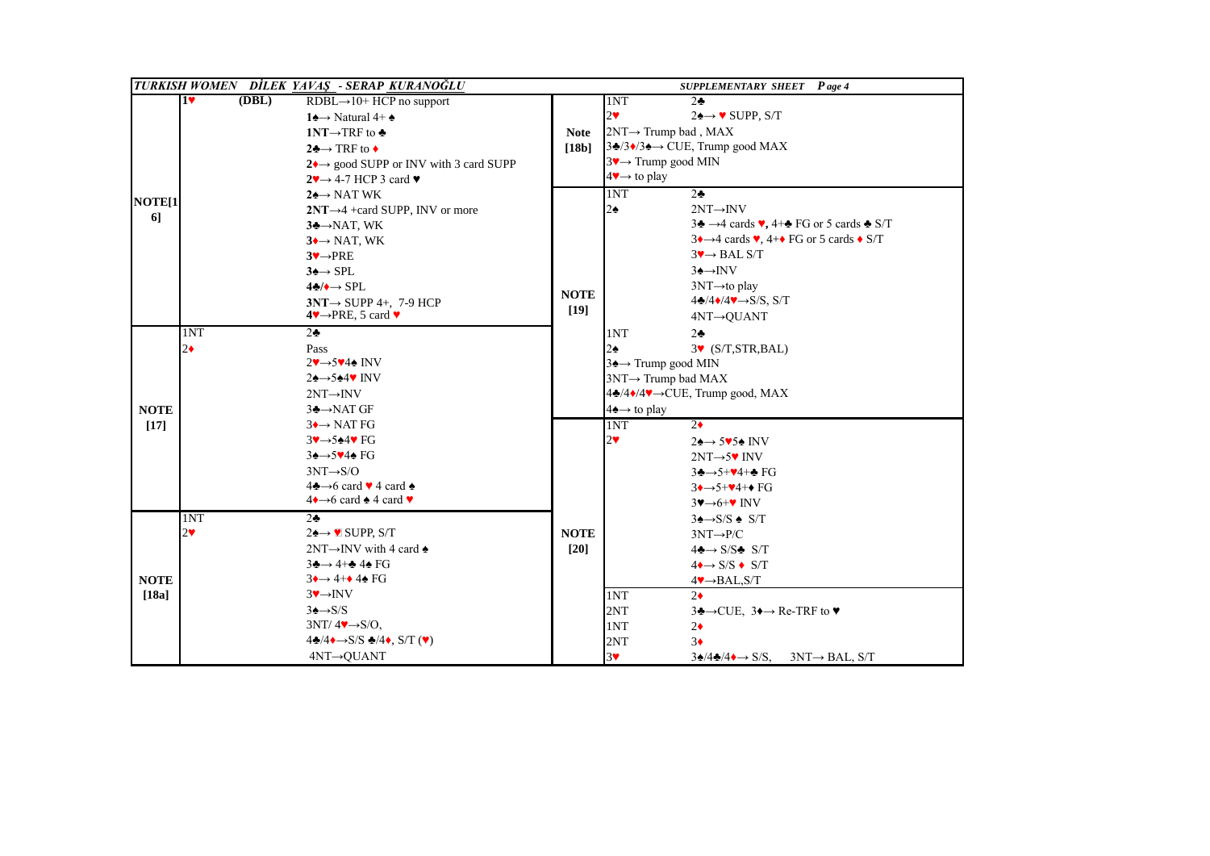**TURKISH WOMEN DİLEK YAVAŞ - SERAP KURANOĞLU** — *SUPPLEMENTARY SHEET Page 4*

| Note | Bidding | | Meaning |
|---|---|---|---|
| NOTE[16] | 1♥ | (DBL) | RDBL→10+ HCP no support |
| | | | 1♠→ Natural 4+ ♠ |
| | | | 1NT→TRF to ♣ |
| | | | 2♣→ TRF to ♦ |
| | | | 2♦→ good SUPP or INV with 3 card SUPP |
| | | | 2♥→ 4-7 HCP 3 card ♥ |
| | | | 2♠→ NAT WK |
| | | | 2NT→4 +card SUPP, INV or more |
| | | | 3♣→NAT, WK |
| | | | 3♦→ NAT, WK |
| | | | 3♥→PRE |
| | | | 3♠→ SPL |
| | | | 4♣/♦→ SPL |
| | | | 3NT→ SUPP 4+, 7-9 HCP |
| | | | 4♥→PRE, 5 card ♥ |
| NOTE [17] | 1NT | | 2♣ |
| | 2♦ | | Pass |
| | | | 2♥→5♥4♠ INV |
| | | | 2♠→5♠4♥ INV |
| | | | 2NT→INV |
| | | | 3♣→NAT GF |
| | | | 3♦→ NAT FG |
| | | | 3♥→5♠4♥ FG |
| | | | 3♠→5♥4♠ FG |
| | | | 3NT→S/O |
| | | | 4♣→6 card ♥ 4 card ♠ |
| | | | 4♦→6 card ♠ 4 card ♥ |
| NOTE [18a] | 1NT | | 2♣ |
| | 2♥ | | 2♠→ ♥ SUPP, S/T |
| | | | 2NT→INV with 4 card ♠ |
| | | | 3♣→ 4+♣ 4♠ FG |
| | | | 3♦→ 4+♦ 4♠ FG |
| | | | 3♥→INV |
| | | | 3♠→S/S |
| | | | 3NT/ 4♥→S/O, |
| | | | 4♣/4♦→S/S ♣/4♦, S/T (♥) |
| | | | 4NT→QUANT |

| Note | Bidding | Meaning |
|---|---|---|
| Note [18b] | 1NT | 2♣ |
| | 2♥ | 2♠→ ♥ SUPP, S/T |
| | 2NT→ Trump bad , MAX | |
| | 3♣/3♦/3♠→ CUE, Trump good MAX | |
| | 3♥→ Trump good MIN | |
| | 4♥→ to play | |
| NOTE [19] | 1NT | 2♣ |
| | 2♠ | 2NT→INV |
| | | 3♣ →4 cards ♥, 4+♣ FG or 5 cards ♣ S/T |
| | | 3♦→4 cards ♥, 4+♦ FG or 5 cards ♦ S/T |
| | | 3♥→ BAL S/T |
| | | 3♠→INV |
| | | 3NT→to play |
| | | 4♣/4♦/4♥→S/S, S/T |
| | | 4NT→QUANT |
| | 1NT | 2♣ |
| | 2♠ | 3♥ (S/T,STR,BAL) |
| | 3♠→ Trump good MIN | |
| | 3NT→ Trump bad MAX | |
| | 4♣/4♦/4♥→CUE, Trump good, MAX | |
| | 4♠→ to play | |
| NOTE [20] | 1NT | 2♦ |
| | 2♥ | 2♠→ 5♥5♠ INV |
| | | 2NT→5♥ INV |
| | | 3♣→5+♥4+♣ FG |
| | | 3♦→5+♥4+♦ FG |
| | | 3♥→6+♥ INV |
| | | 3♠→S/S ♠ S/T |
| | | 3NT→P/C |
| | | 4♣→ S/S♣ S/T |
| | | 4♦→ S/S ♦ S/T |
| | | 4♥→BAL,S/T |
| | 1NT | 2♦ |
| | 2NT | 3♣→CUE, 3♦→ Re-TRF to ♥ |
| | 1NT | 2♦ |
| | 2NT | 3♦ |
| | 3♥ | 3♠/4♣/4♦→ S/S, 3NT→ BAL, S/T |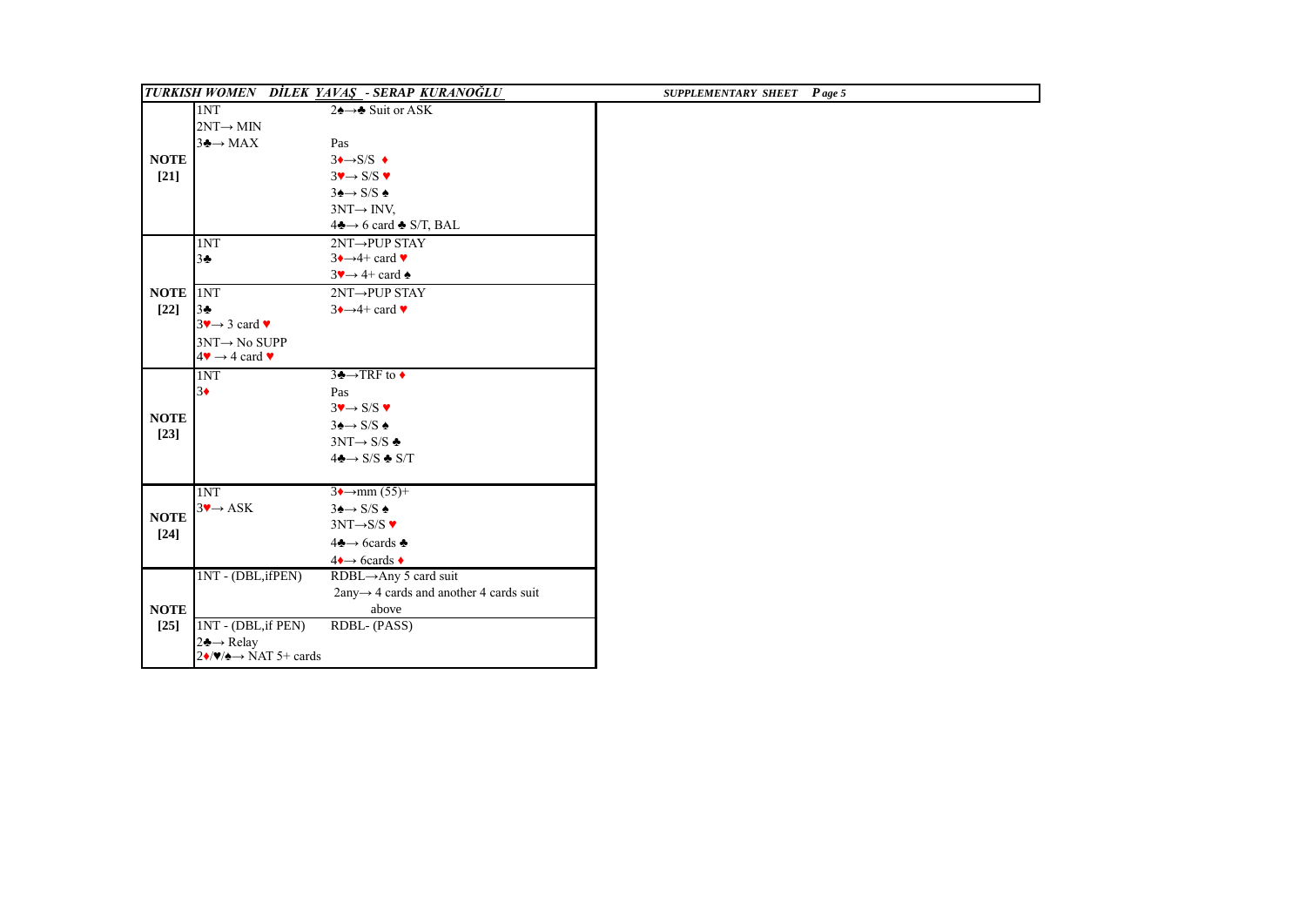| TURKISH WOMEN DİLEK YAVAŞ - SERAP KURANOĞLU | | | SUPPLEMENTARY SHEET Page 5 |
|---|---|---|---|
| NOTE [21] | 1NT | 2♠→♣ Suit or ASK | |
| | 2NT→ MIN | | |
| | 3♣→ MAX | Pas | |
| | | 3♦→S/S ♦ | |
| | | 3♥→ S/S ♥ | |
| | | 3♠→ S/S ♠ | |
| | | 3NT→ INV, | |
| | | 4♣→ 6 card ♣ S/T, BAL | |
| NOTE [22] | 1NT | 2NT→PUP STAY | |
| | 3♣ | 3♦→4+ card ♥ | |
| | | 3♥→ 4+ card ♠ | |
| | 1NT | 2NT→PUP STAY | |
| | 3♣ | 3♦→4+ card ♥ | |
| | 3♥→ 3 card ♥ | | |
| | 3NT→ No SUPP | | |
| | 4♥ → 4 card ♥ | | |
| NOTE [23] | 1NT | 3♣→TRF to ♦ | |
| | 3♦ | Pas | |
| | | 3♥→ S/S ♥ | |
| | | 3♠→ S/S ♠ | |
| | | 3NT→ S/S ♣ | |
| | | 4♣→ S/S ♣ S/T | |
| NOTE [24] | 1NT | 3♦→mm (55)+ | |
| | 3♥→ ASK | 3♠→ S/S ♠ | |
| | | 3NT→S/S ♥ | |
| | | 4♣→ 6cards ♣ | |
| | | 4♦→ 6cards ♦ | |
| NOTE [25] | 1NT - (DBL,ifPEN) | RDBL→Any 5 card suit | |
| | | 2any→ 4 cards and another 4 cards suit above | |
| | 1NT - (DBL,if PEN) | RDBL- (PASS) | |
| | 2♣→ Relay | | |
| | 2♦/♥/♠→ NAT 5+ cards | | |